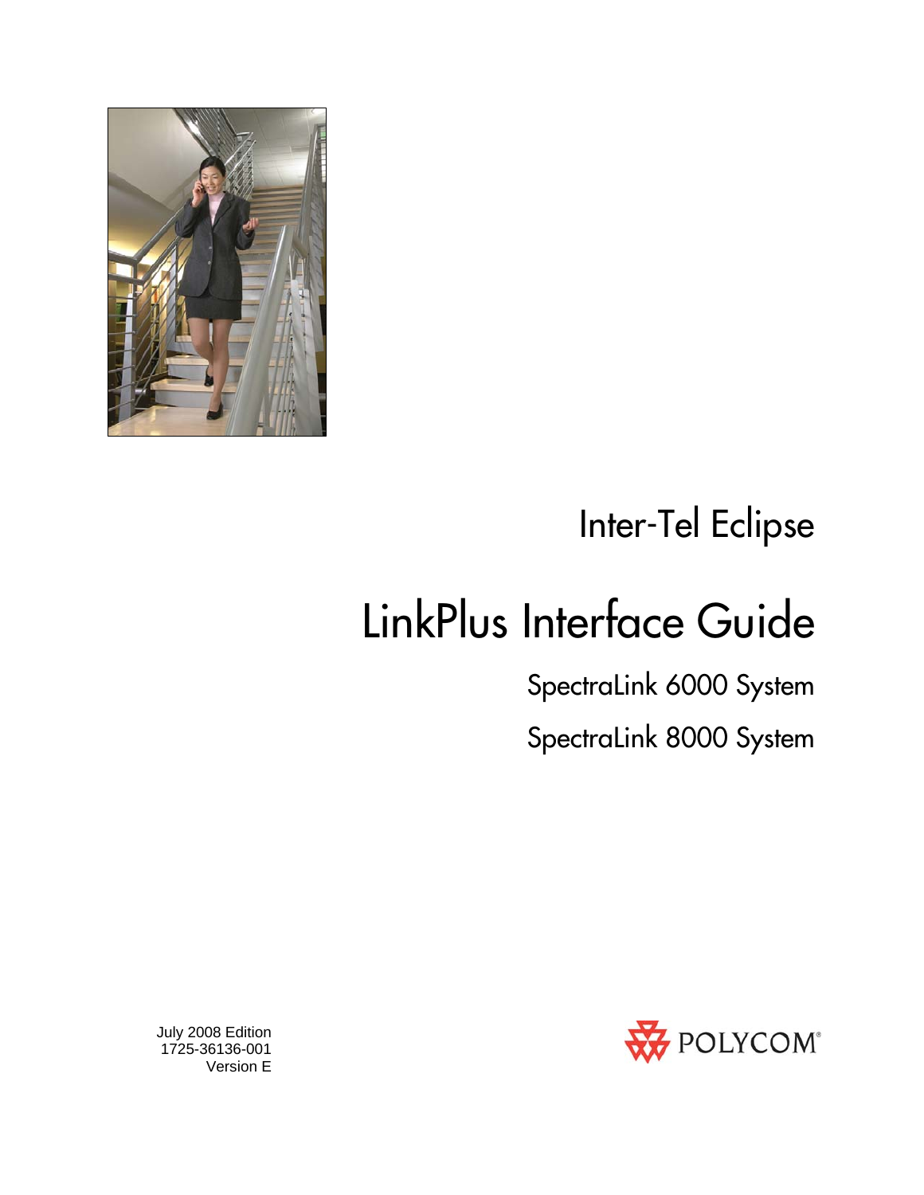# Inter-Tel Eclipse

# LinkPlus Interface Guide

## SpectraLink 6000 System

## SpectraLink 8000 System

July 2008 Edition
1725-36136-001
Version E

POLYCOM®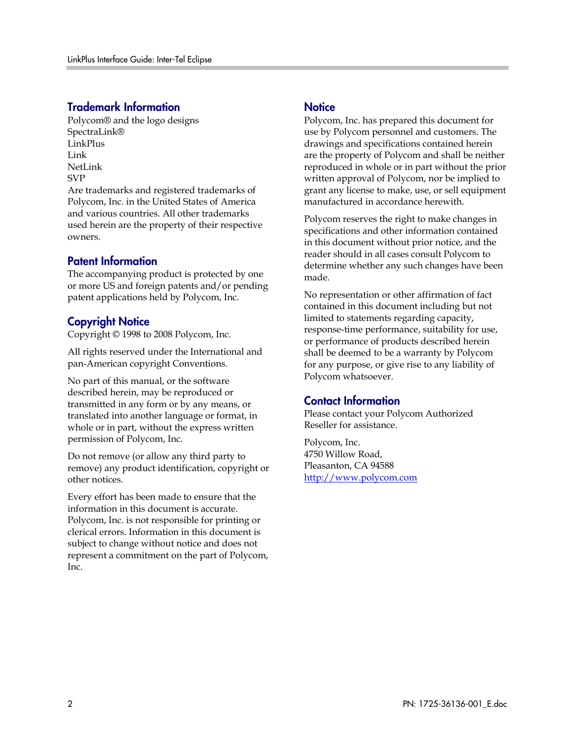## Trademark Information

Polycom® and the logo designs
SpectraLink®
LinkPlus
Link
NetLink
SVP
Are trademarks and registered trademarks of Polycom, Inc. in the United States of America and various countries. All other trademarks used herein are the property of their respective owners.

## Patent Information

The accompanying product is protected by one or more US and foreign patents and/or pending patent applications held by Polycom, Inc.

## Copyright Notice

Copyright © 1998 to 2008 Polycom, Inc.

All rights reserved under the International and pan-American copyright Conventions.

No part of this manual, or the software described herein, may be reproduced or transmitted in any form or by any means, or translated into another language or format, in whole or in part, without the express written permission of Polycom, Inc.

Do not remove (or allow any third party to remove) any product identification, copyright or other notices.

Every effort has been made to ensure that the information in this document is accurate. Polycom, Inc. is not responsible for printing or clerical errors. Information in this document is subject to change without notice and does not represent a commitment on the part of Polycom, Inc.

## Notice

Polycom, Inc. has prepared this document for use by Polycom personnel and customers. The drawings and specifications contained herein are the property of Polycom and shall be neither reproduced in whole or in part without the prior written approval of Polycom, nor be implied to grant any license to make, use, or sell equipment manufactured in accordance herewith.

Polycom reserves the right to make changes in specifications and other information contained in this document without prior notice, and the reader should in all cases consult Polycom to determine whether any such changes have been made.

No representation or other affirmation of fact contained in this document including but not limited to statements regarding capacity, response-time performance, suitability for use, or performance of products described herein shall be deemed to be a warranty by Polycom for any purpose, or give rise to any liability of Polycom whatsoever.

## Contact Information

Please contact your Polycom Authorized Reseller for assistance.

Polycom, Inc.
4750 Willow Road,
Pleasanton, CA 94588
http://www.polycom.com

PN: 1725-36136-001_E.doc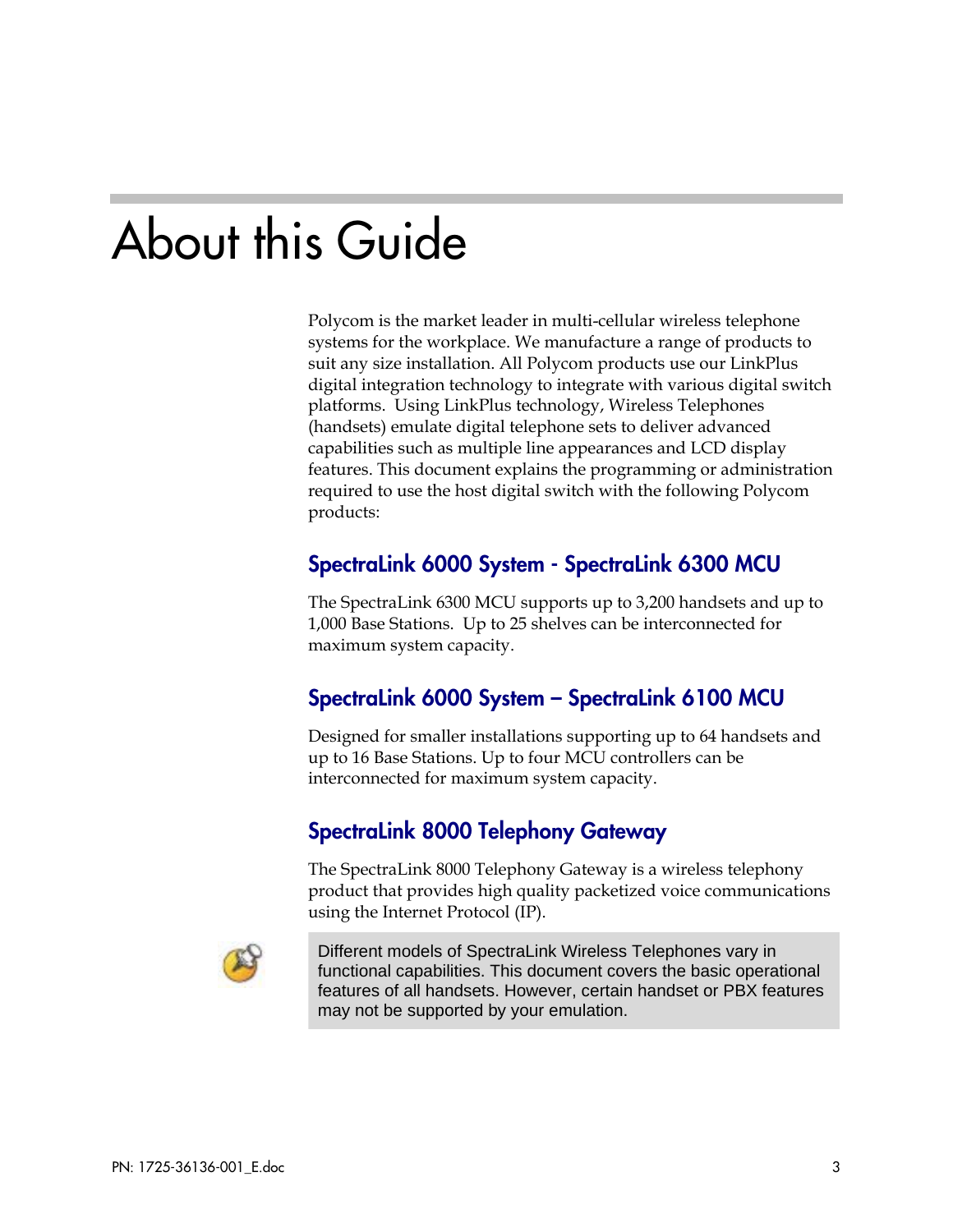# About this Guide

Polycom is the market leader in multi-cellular wireless telephone systems for the workplace. We manufacture a range of products to suit any size installation. All Polycom products use our LinkPlus digital integration technology to integrate with various digital switch platforms. Using LinkPlus technology, Wireless Telephones (handsets) emulate digital telephone sets to deliver advanced capabilities such as multiple line appearances and LCD display features. This document explains the programming or administration required to use the host digital switch with the following Polycom products:

## SpectraLink 6000 System - SpectraLink 6300 MCU

The SpectraLink 6300 MCU supports up to 3,200 handsets and up to 1,000 Base Stations. Up to 25 shelves can be interconnected for maximum system capacity.

## SpectraLink 6000 System – SpectraLink 6100 MCU

Designed for smaller installations supporting up to 64 handsets and up to 16 Base Stations. Up to four MCU controllers can be interconnected for maximum system capacity.

## SpectraLink 8000 Telephony Gateway

The SpectraLink 8000 Telephony Gateway is a wireless telephony product that provides high quality packetized voice communications using the Internet Protocol (IP).

> Different models of SpectraLink Wireless Telephones vary in functional capabilities. This document covers the basic operational features of all handsets. However, certain handset or PBX features may not be supported by your emulation.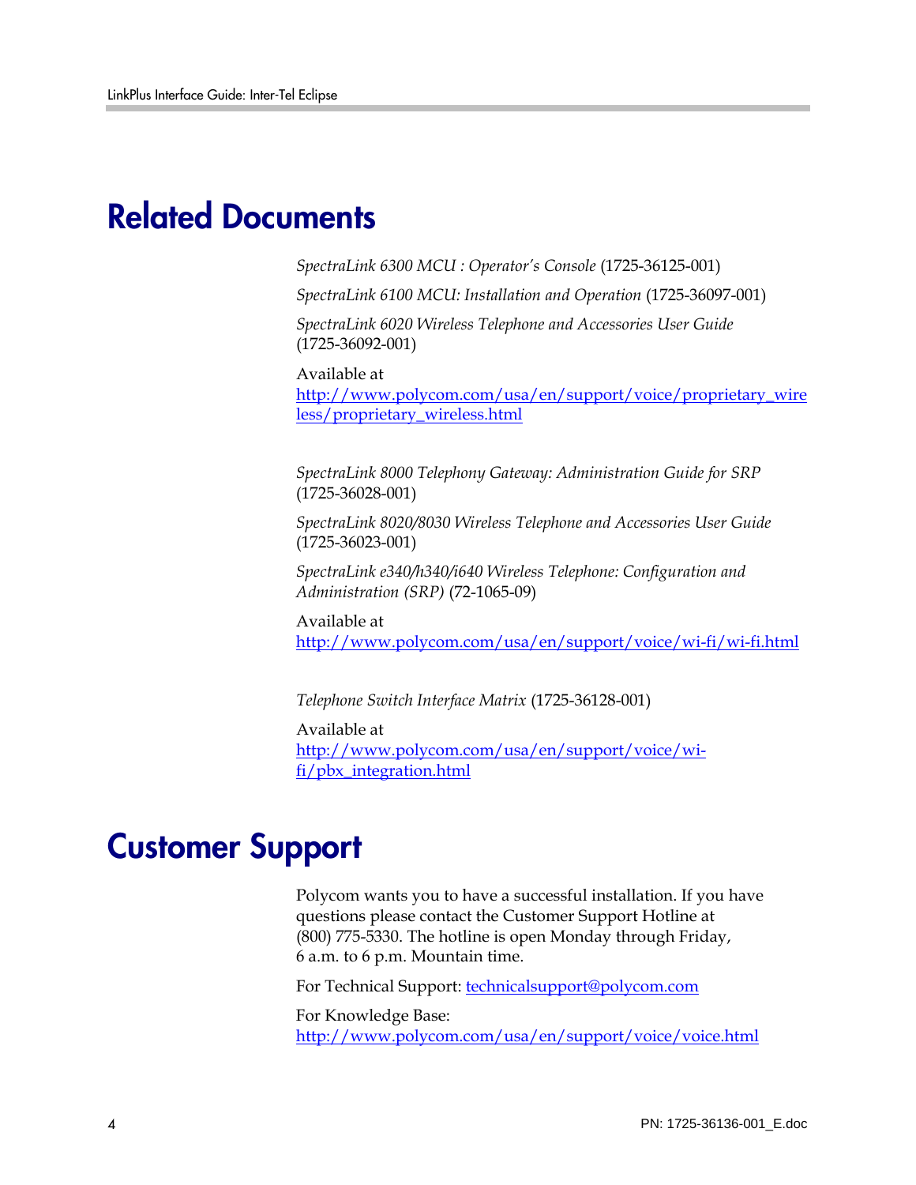# Related Documents

*SpectraLink 6300 MCU : Operator's Console* (1725-36125-001)

*SpectraLink 6100 MCU: Installation and Operation* (1725-36097-001)

*SpectraLink 6020 Wireless Telephone and Accessories User Guide* (1725-36092-001)

Available at http://www.polycom.com/usa/en/support/voice/proprietary_wireless/proprietary_wireless.html

*SpectraLink 8000 Telephony Gateway: Administration Guide for SRP* (1725-36028-001)

*SpectraLink 8020/8030 Wireless Telephone and Accessories User Guide* (1725-36023-001)

*SpectraLink e340/h340/i640 Wireless Telephone: Configuration and Administration (SRP)* (72-1065-09)

Available at http://www.polycom.com/usa/en/support/voice/wi-fi/wi-fi.html

*Telephone Switch Interface Matrix* (1725-36128-001)

Available at http://www.polycom.com/usa/en/support/voice/wi-fi/pbx_integration.html

# Customer Support

Polycom wants you to have a successful installation. If you have questions please contact the Customer Support Hotline at (800) 775-5330. The hotline is open Monday through Friday, 6 a.m. to 6 p.m. Mountain time.

For Technical Support: technicalsupport@polycom.com

For Knowledge Base: http://www.polycom.com/usa/en/support/voice/voice.html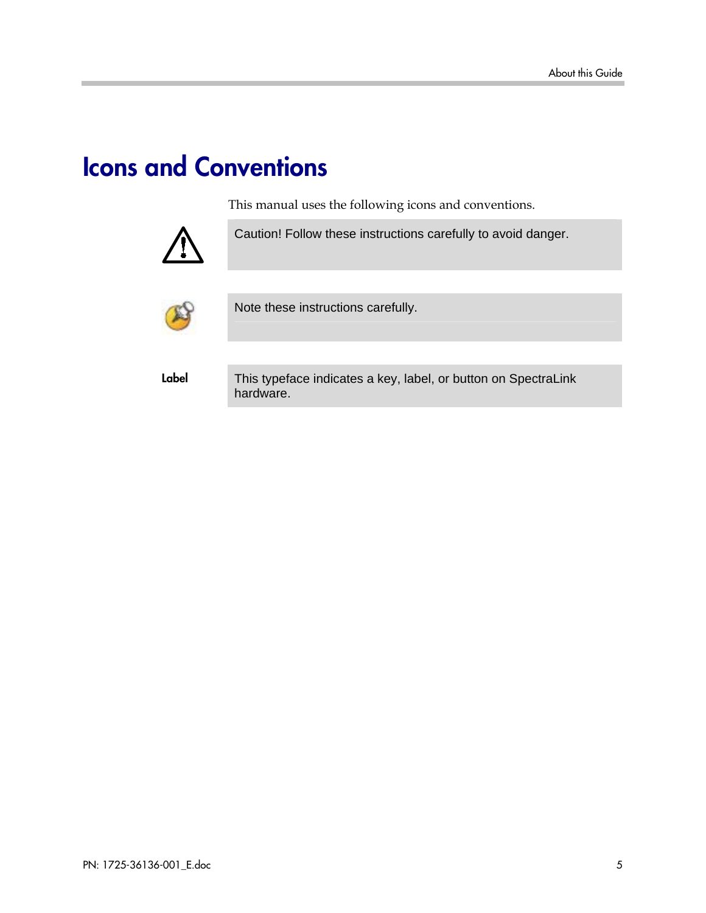# Icons and Conventions

This manual uses the following icons and conventions.

| | |
|---|---|
| ⚠ | Caution! Follow these instructions carefully to avoid danger. |
| | Note these instructions carefully. |
| **Label** | This typeface indicates a key, label, or button on SpectraLink hardware. |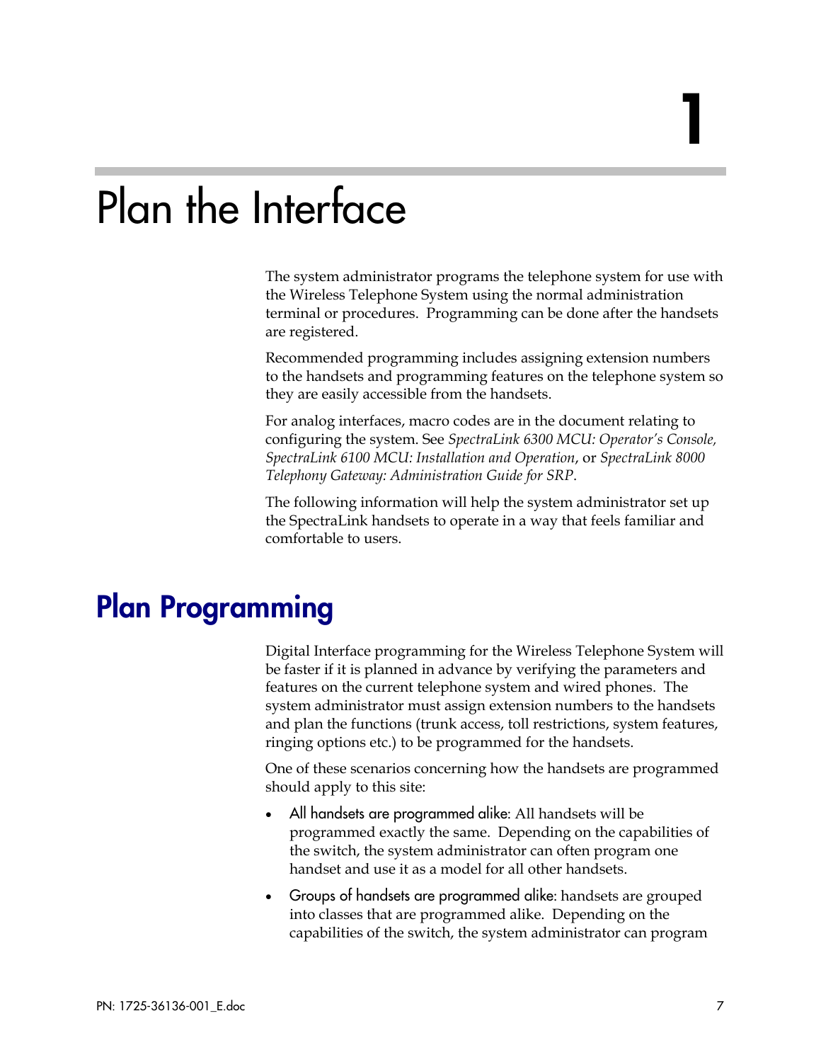1

# Plan the Interface

The system administrator programs the telephone system for use with the Wireless Telephone System using the normal administration terminal or procedures. Programming can be done after the handsets are registered.

Recommended programming includes assigning extension numbers to the handsets and programming features on the telephone system so they are easily accessible from the handsets.

For analog interfaces, macro codes are in the document relating to configuring the system. See *SpectraLink 6300 MCU: Operator's Console, SpectraLink 6100 MCU: Installation and Operation*, or *SpectraLink 8000 Telephony Gateway: Administration Guide for SRP*.

The following information will help the system administrator set up the SpectraLink handsets to operate in a way that feels familiar and comfortable to users.

## Plan Programming

Digital Interface programming for the Wireless Telephone System will be faster if it is planned in advance by verifying the parameters and features on the current telephone system and wired phones. The system administrator must assign extension numbers to the handsets and plan the functions (trunk access, toll restrictions, system features, ringing options etc.) to be programmed for the handsets.

One of these scenarios concerning how the handsets are programmed should apply to this site:

- All handsets are programmed alike: All handsets will be programmed exactly the same. Depending on the capabilities of the switch, the system administrator can often program one handset and use it as a model for all other handsets.
- Groups of handsets are programmed alike: handsets are grouped into classes that are programmed alike. Depending on the capabilities of the switch, the system administrator can program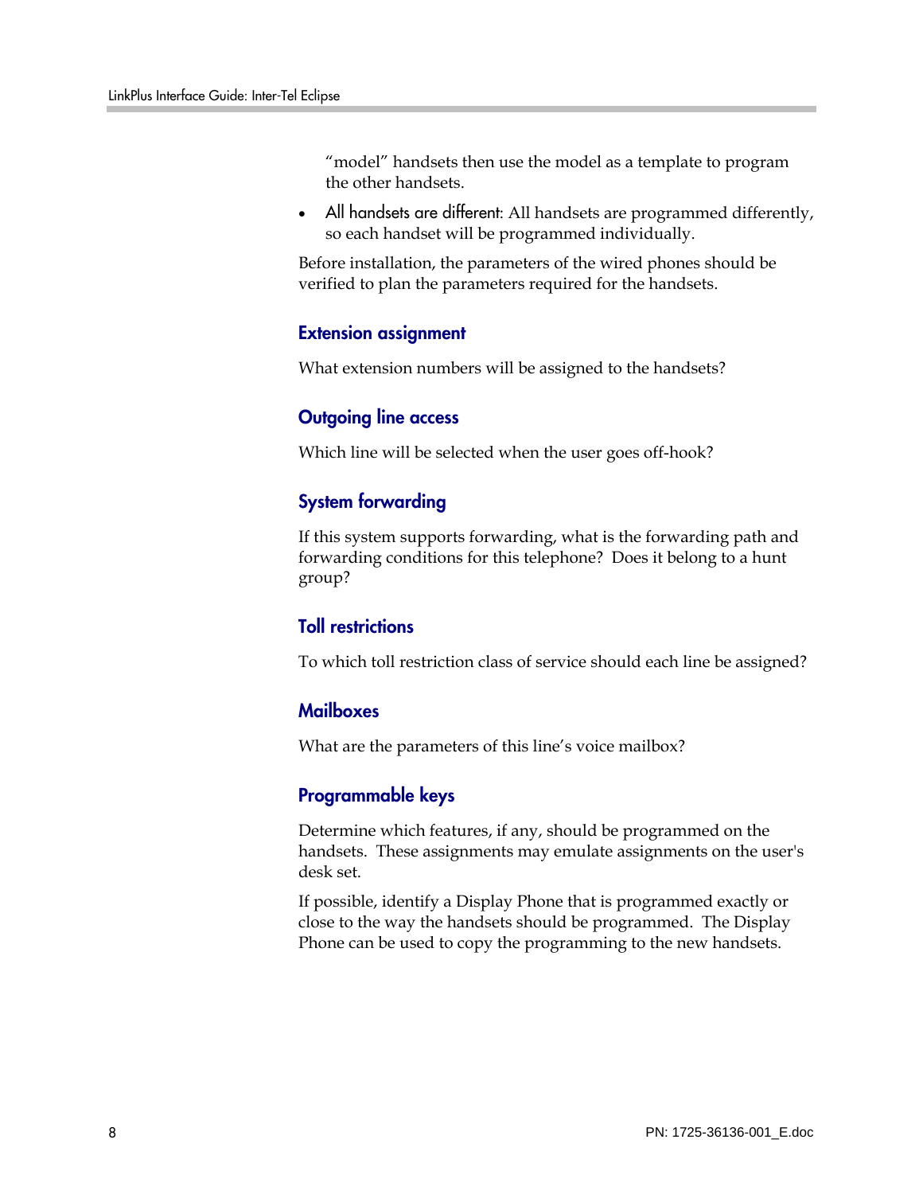"model" handsets then use the model as a template to program the other handsets.

- All handsets are different: All handsets are programmed differently, so each handset will be programmed individually.

Before installation, the parameters of the wired phones should be verified to plan the parameters required for the handsets.

### Extension assignment

What extension numbers will be assigned to the handsets?

### Outgoing line access

Which line will be selected when the user goes off-hook?

### System forwarding

If this system supports forwarding, what is the forwarding path and forwarding conditions for this telephone? Does it belong to a hunt group?

### Toll restrictions

To which toll restriction class of service should each line be assigned?

### Mailboxes

What are the parameters of this line's voice mailbox?

### Programmable keys

Determine which features, if any, should be programmed on the handsets. These assignments may emulate assignments on the user's desk set.

If possible, identify a Display Phone that is programmed exactly or close to the way the handsets should be programmed. The Display Phone can be used to copy the programming to the new handsets.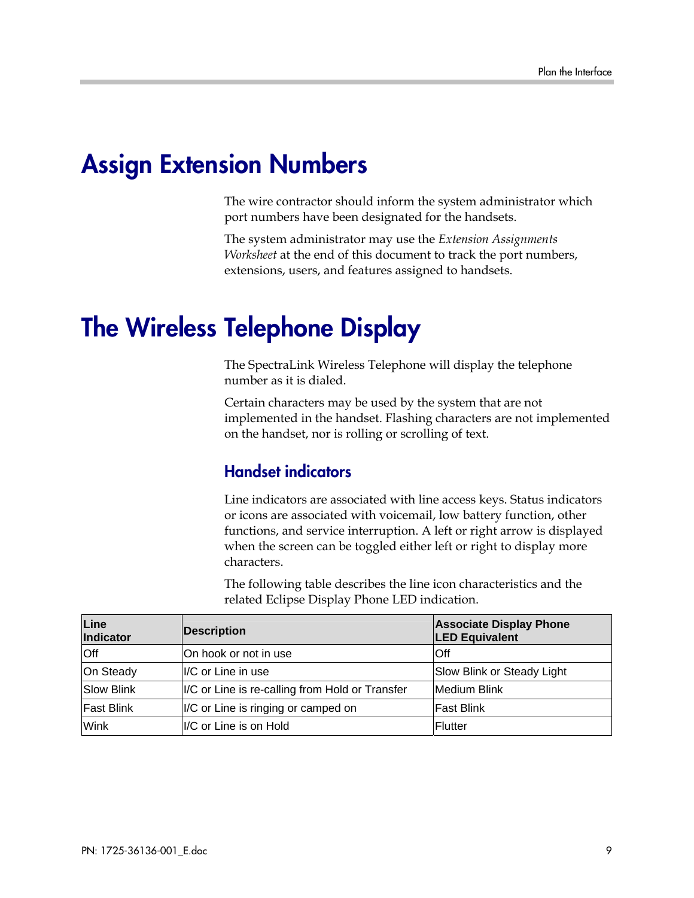# Assign Extension Numbers

The wire contractor should inform the system administrator which port numbers have been designated for the handsets.

The system administrator may use the *Extension Assignments Worksheet* at the end of this document to track the port numbers, extensions, users, and features assigned to handsets.

# The Wireless Telephone Display

The SpectraLink Wireless Telephone will display the telephone number as it is dialed.

Certain characters may be used by the system that are not implemented in the handset. Flashing characters are not implemented on the handset, nor is rolling or scrolling of text.

## Handset indicators

Line indicators are associated with line access keys. Status indicators or icons are associated with voicemail, low battery function, other functions, and service interruption. A left or right arrow is displayed when the screen can be toggled either left or right to display more characters.

The following table describes the line icon characteristics and the related Eclipse Display Phone LED indication.

| Line Indicator | Description | Associate Display Phone LED Equivalent |
|---|---|---|
| Off | On hook or not in use | Off |
| On Steady | I/C or Line in use | Slow Blink or Steady Light |
| Slow Blink | I/C or Line is re-calling from Hold or Transfer | Medium Blink |
| Fast Blink | I/C or Line is ringing or camped on | Fast Blink |
| Wink | I/C or Line is on Hold | Flutter |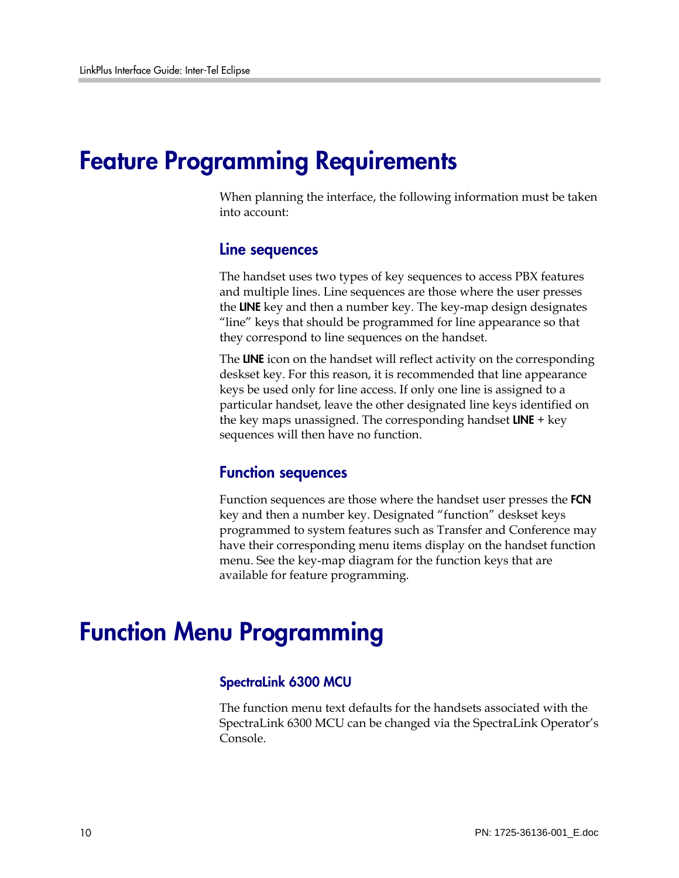# Feature Programming Requirements

When planning the interface, the following information must be taken into account:

## Line sequences

The handset uses two types of key sequences to access PBX features and multiple lines. Line sequences are those where the user presses the **LINE** key and then a number key. The key-map design designates "line" keys that should be programmed for line appearance so that they correspond to line sequences on the handset.

The **LINE** icon on the handset will reflect activity on the corresponding deskset key. For this reason, it is recommended that line appearance keys be used only for line access. If only one line is assigned to a particular handset, leave the other designated line keys identified on the key maps unassigned. The corresponding handset **LINE** + key sequences will then have no function.

## Function sequences

Function sequences are those where the handset user presses the **FCN** key and then a number key. Designated "function" deskset keys programmed to system features such as Transfer and Conference may have their corresponding menu items display on the handset function menu. See the key-map diagram for the function keys that are available for feature programming.

# Function Menu Programming

### SpectraLink 6300 MCU

The function menu text defaults for the handsets associated with the SpectraLink 6300 MCU can be changed via the SpectraLink Operator's Console.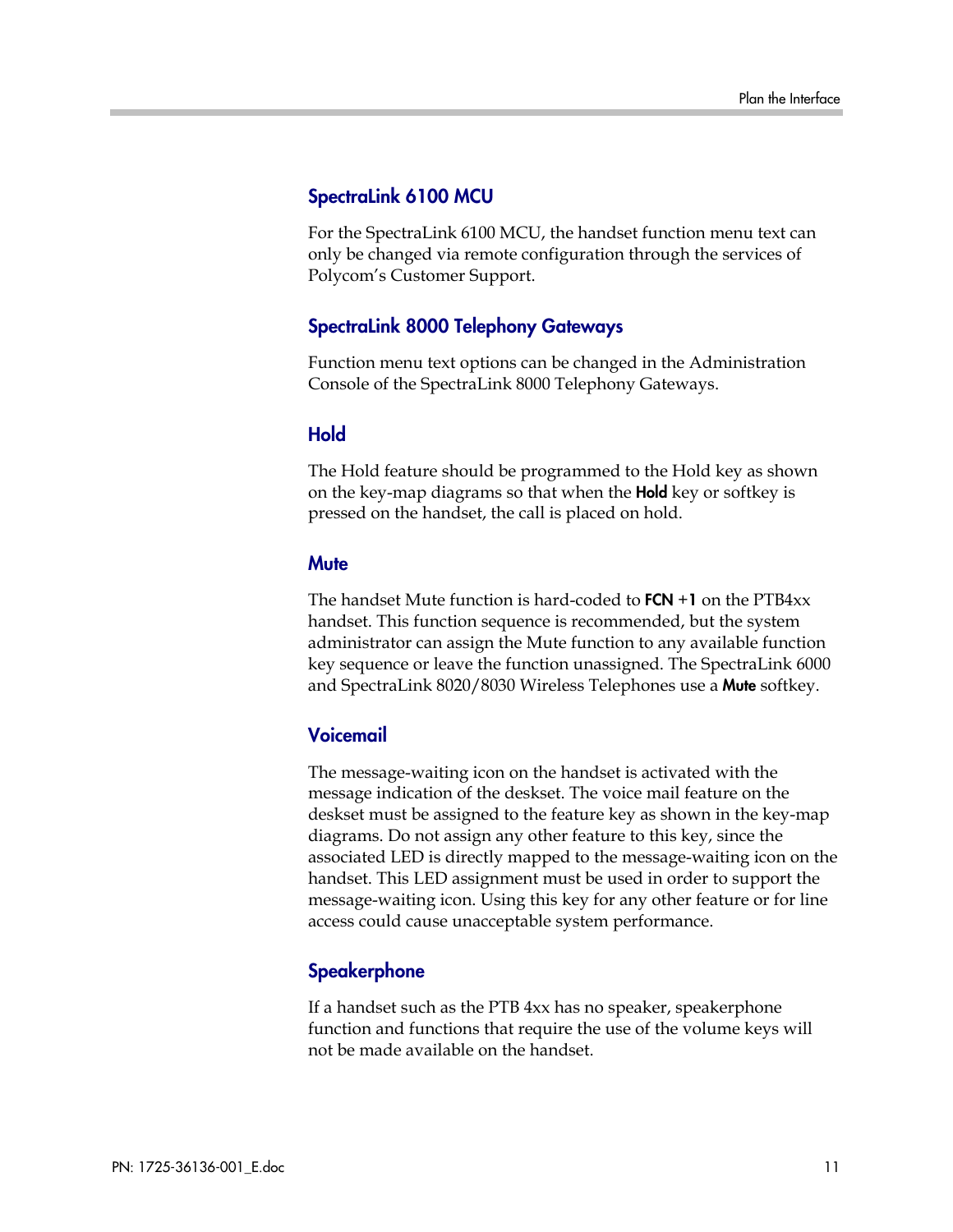### SpectraLink 6100 MCU

For the SpectraLink 6100 MCU, the handset function menu text can only be changed via remote configuration through the services of Polycom's Customer Support.

### SpectraLink 8000 Telephony Gateways

Function menu text options can be changed in the Administration Console of the SpectraLink 8000 Telephony Gateways.

### Hold

The Hold feature should be programmed to the Hold key as shown on the key-map diagrams so that when the **Hold** key or softkey is pressed on the handset, the call is placed on hold.

### Mute

The handset Mute function is hard-coded to **FCN +1** on the PTB4xx handset. This function sequence is recommended, but the system administrator can assign the Mute function to any available function key sequence or leave the function unassigned. The SpectraLink 6000 and SpectraLink 8020/8030 Wireless Telephones use a **Mute** softkey.

### Voicemail

The message-waiting icon on the handset is activated with the message indication of the deskset. The voice mail feature on the deskset must be assigned to the feature key as shown in the key-map diagrams. Do not assign any other feature to this key, since the associated LED is directly mapped to the message-waiting icon on the handset. This LED assignment must be used in order to support the message-waiting icon. Using this key for any other feature or for line access could cause unacceptable system performance.

### Speakerphone

If a handset such as the PTB 4xx has no speaker, speakerphone function and functions that require the use of the volume keys will not be made available on the handset.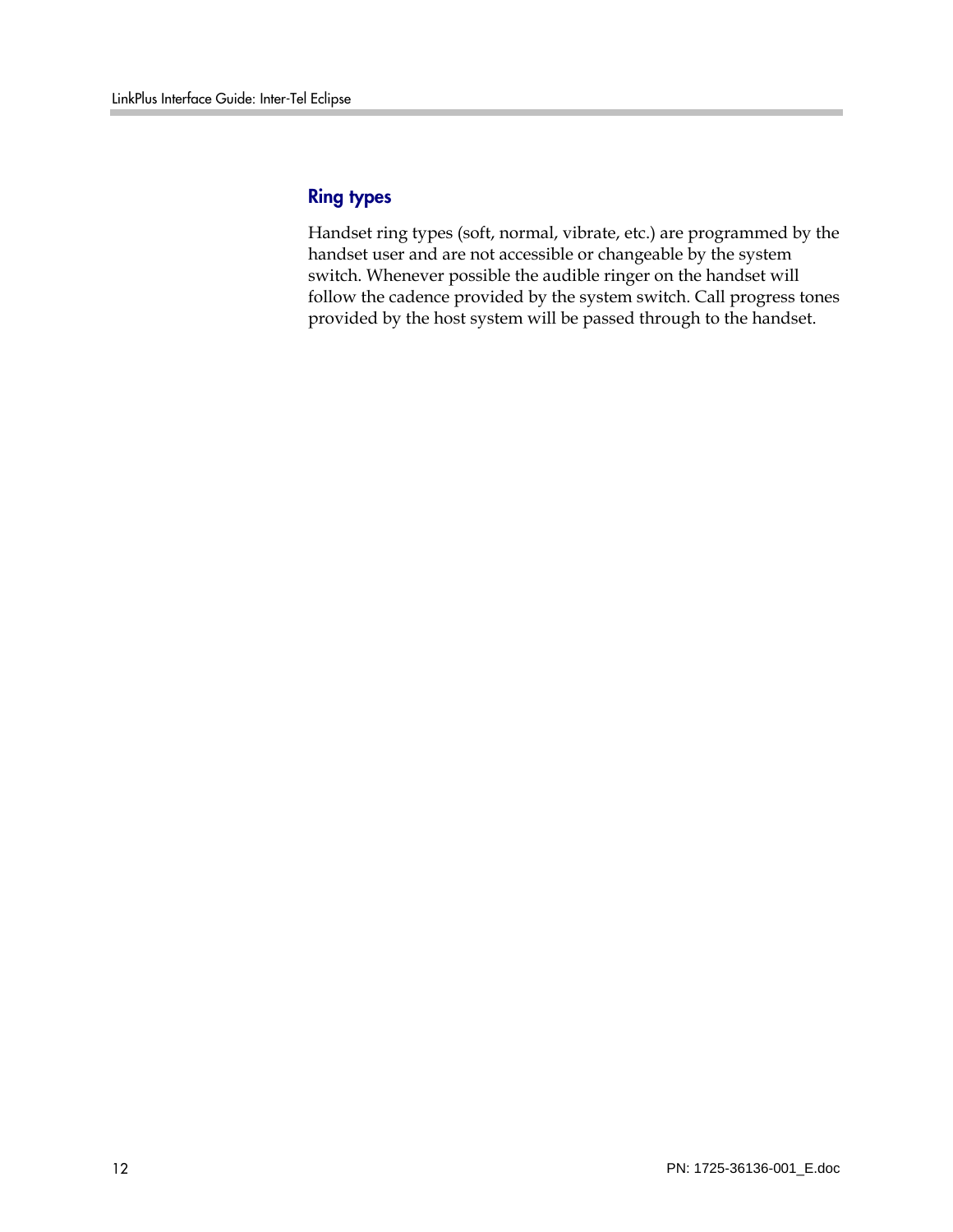## Ring types

Handset ring types (soft, normal, vibrate, etc.) are programmed by the handset user and are not accessible or changeable by the system switch. Whenever possible the audible ringer on the handset will follow the cadence provided by the system switch. Call progress tones provided by the host system will be passed through to the handset.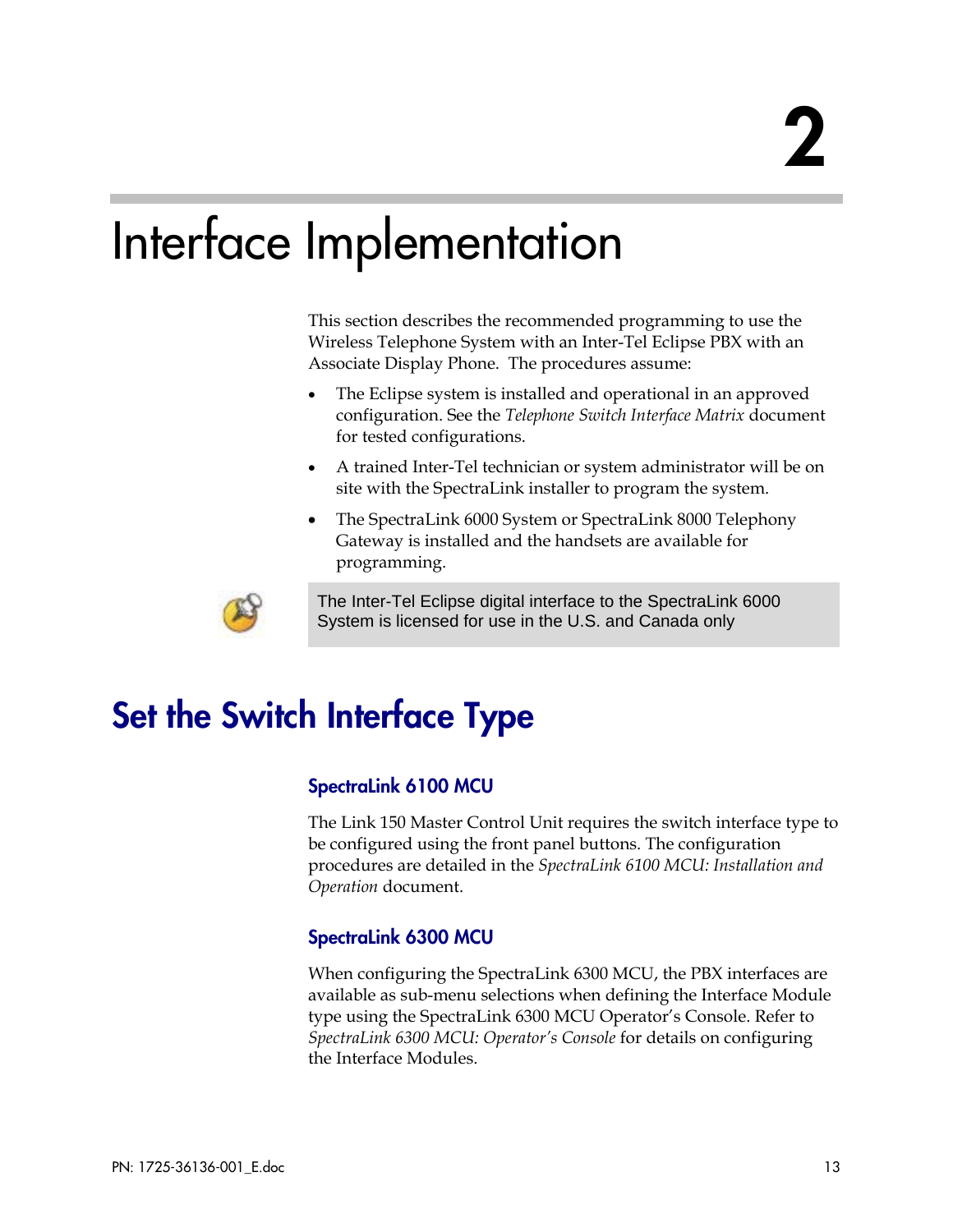# 2

# Interface Implementation

This section describes the recommended programming to use the Wireless Telephone System with an Inter-Tel Eclipse PBX with an Associate Display Phone. The procedures assume:

- The Eclipse system is installed and operational in an approved configuration. See the *Telephone Switch Interface Matrix* document for tested configurations.
- A trained Inter-Tel technician or system administrator will be on site with the SpectraLink installer to program the system.
- The SpectraLink 6000 System or SpectraLink 8000 Telephony Gateway is installed and the handsets are available for programming.

> The Inter-Tel Eclipse digital interface to the SpectraLink 6000 System is licensed for use in the U.S. and Canada only

## Set the Switch Interface Type

### SpectraLink 6100 MCU

The Link 150 Master Control Unit requires the switch interface type to be configured using the front panel buttons. The configuration procedures are detailed in the *SpectraLink 6100 MCU: Installation and Operation* document.

### SpectraLink 6300 MCU

When configuring the SpectraLink 6300 MCU, the PBX interfaces are available as sub-menu selections when defining the Interface Module type using the SpectraLink 6300 MCU Operator's Console. Refer to *SpectraLink 6300 MCU: Operator's Console* for details on configuring the Interface Modules.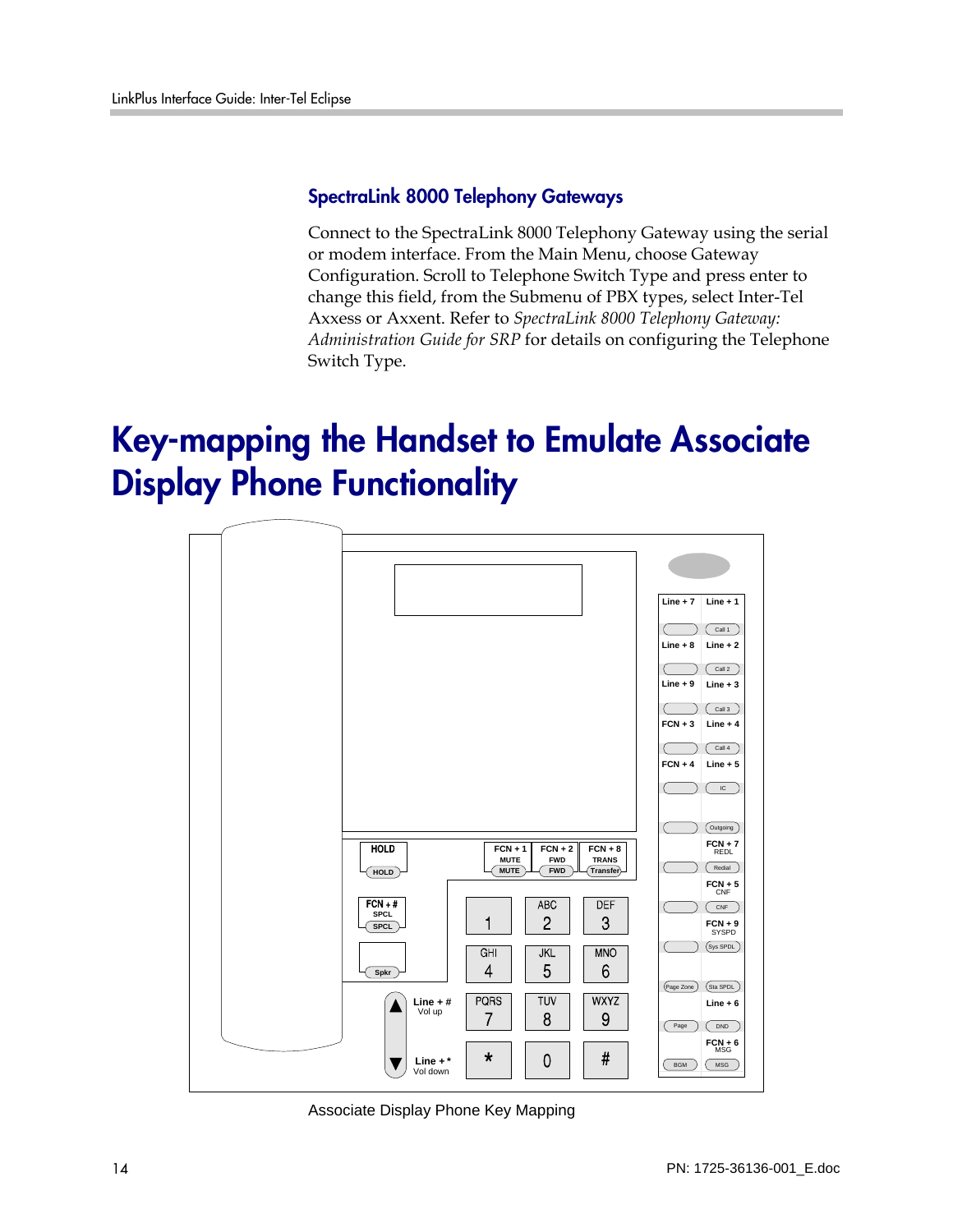### SpectraLink 8000 Telephony Gateways

Connect to the SpectraLink 8000 Telephony Gateway using the serial or modem interface. From the Main Menu, choose Gateway Configuration. Scroll to Telephone Switch Type and press enter to change this field, from the Submenu of PBX types, select Inter-Tel Axxess or Axxent. Refer to *SpectraLink 8000 Telephony Gateway: Administration Guide for SRP* for details on configuring the Telephone Switch Type.

# Key-mapping the Handset to Emulate Associate Display Phone Functionality

Associate Display Phone Key Mapping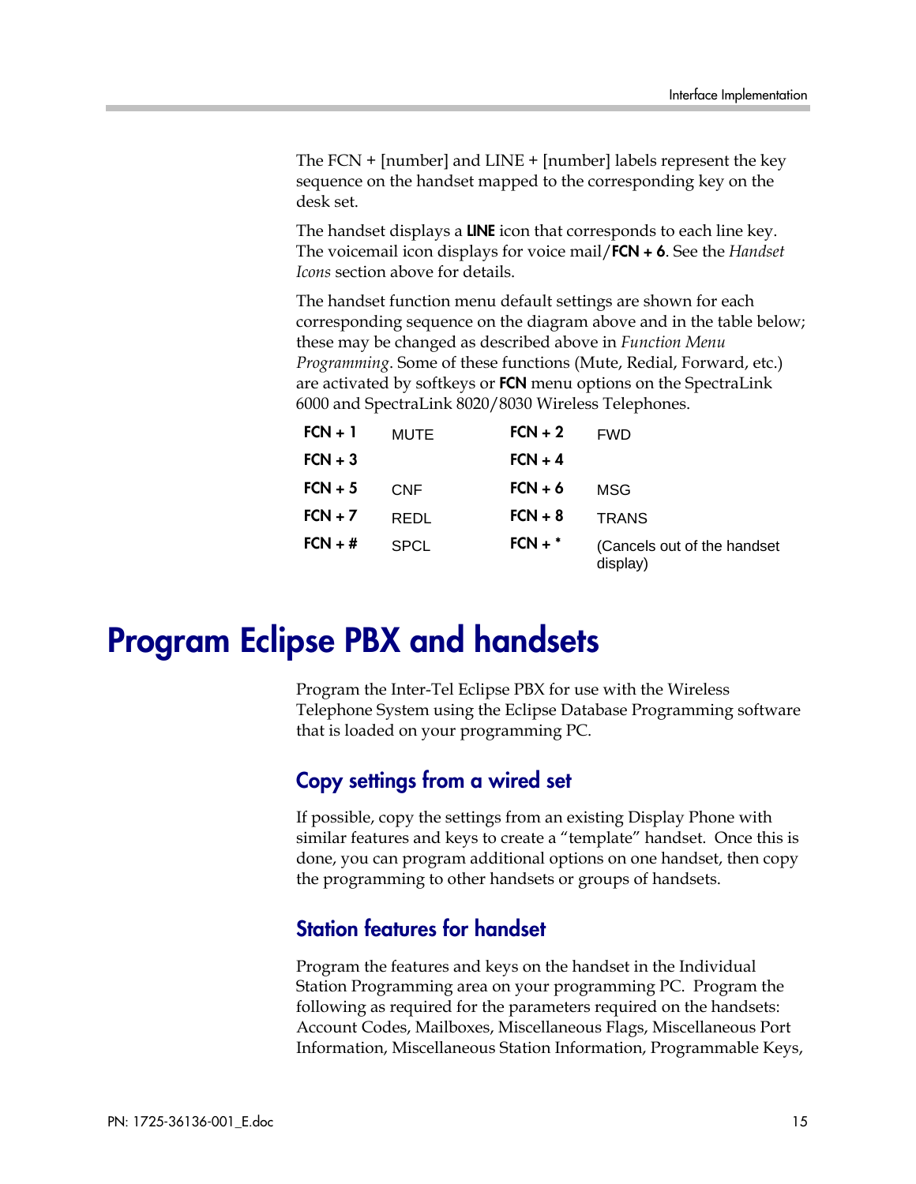The FCN + [number] and LINE + [number] labels represent the key sequence on the handset mapped to the corresponding key on the desk set.

The handset displays a **LINE** icon that corresponds to each line key. The voicemail icon displays for voice mail/**FCN + 6**. See the *Handset Icons* section above for details.

The handset function menu default settings are shown for each corresponding sequence on the diagram above and in the table below; these may be changed as described above in *Function Menu Programming*. Some of these functions (Mute, Redial, Forward, etc.) are activated by softkeys or **FCN** menu options on the SpectraLink 6000 and SpectraLink 8020/8030 Wireless Telephones.

| | | | |
|---|---|---|---|
| **FCN + 1** | MUTE | **FCN + 2** | FWD |
| **FCN + 3** | | **FCN + 4** | |
| **FCN + 5** | CNF | **FCN + 6** | MSG |
| **FCN + 7** | REDL | **FCN + 8** | TRANS |
| **FCN + #** | SPCL | **FCN + *** | (Cancels out of the handset display) |

# Program Eclipse PBX and handsets

Program the Inter-Tel Eclipse PBX for use with the Wireless Telephone System using the Eclipse Database Programming software that is loaded on your programming PC.

## Copy settings from a wired set

If possible, copy the settings from an existing Display Phone with similar features and keys to create a "template" handset. Once this is done, you can program additional options on one handset, then copy the programming to other handsets or groups of handsets.

## Station features for handset

Program the features and keys on the handset in the Individual Station Programming area on your programming PC. Program the following as required for the parameters required on the handsets: Account Codes, Mailboxes, Miscellaneous Flags, Miscellaneous Port Information, Miscellaneous Station Information, Programmable Keys,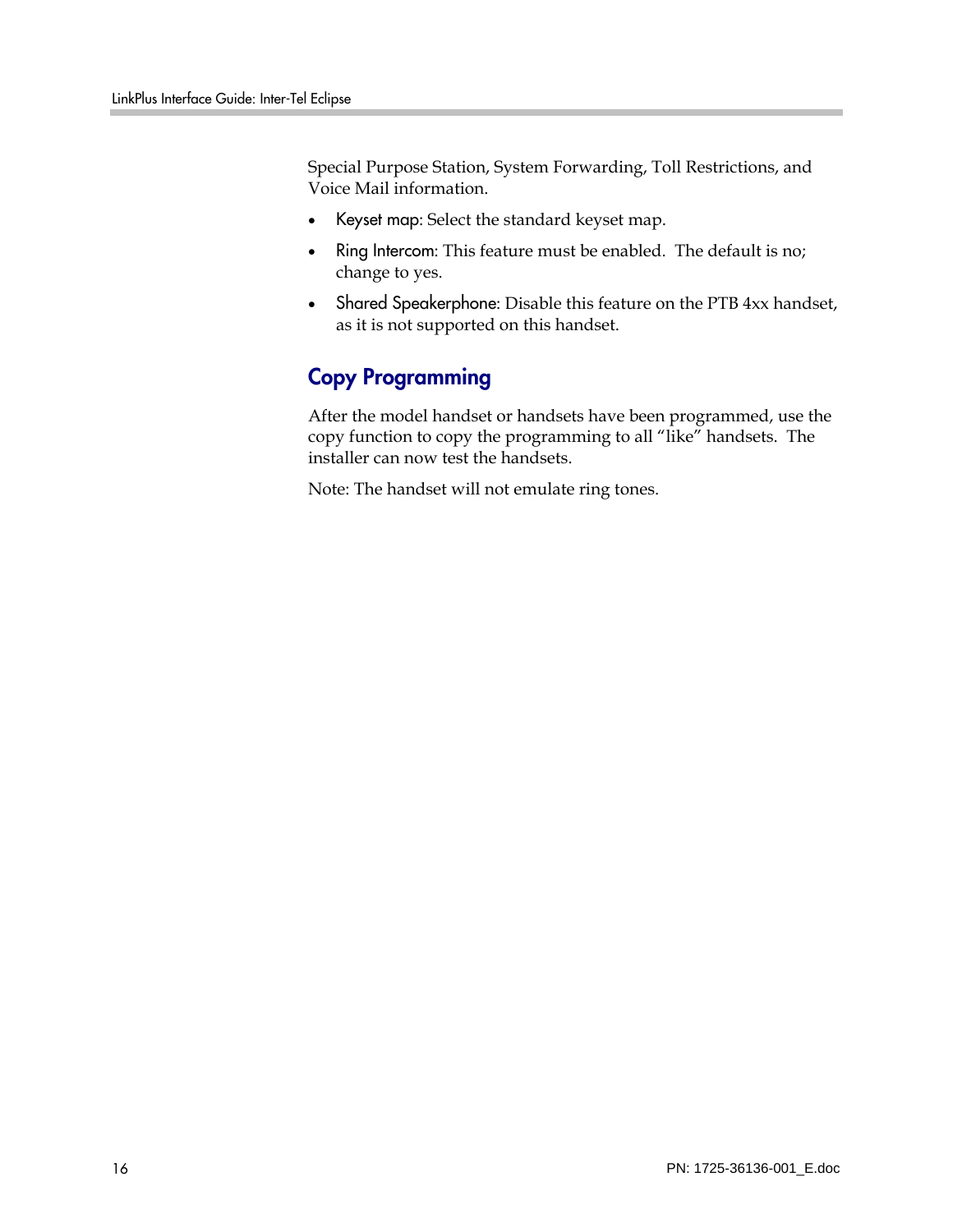Special Purpose Station, System Forwarding, Toll Restrictions, and Voice Mail information.

- Keyset map: Select the standard keyset map.
- Ring Intercom: This feature must be enabled. The default is no; change to yes.
- Shared Speakerphone: Disable this feature on the PTB 4xx handset, as it is not supported on this handset.

## Copy Programming

After the model handset or handsets have been programmed, use the copy function to copy the programming to all "like" handsets. The installer can now test the handsets.

Note: The handset will not emulate ring tones.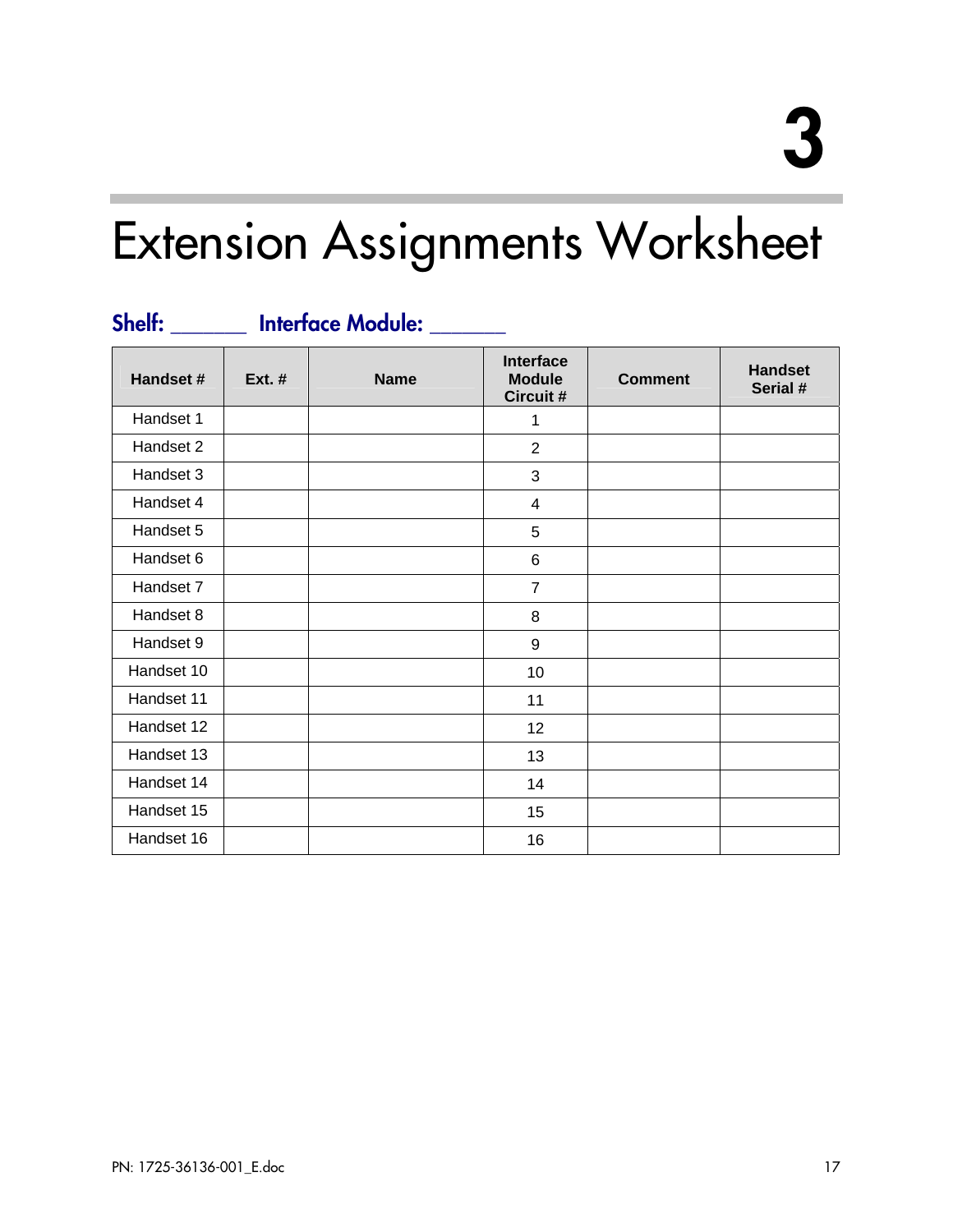# 3

# Extension Assignments Worksheet

## Shelf: ______ Interface Module: ______

| Handset # | Ext. # | Name | Interface Module Circuit # | Comment | Handset Serial # |
|---|---|---|---|---|---|
| Handset 1 | | | 1 | | |
| Handset 2 | | | 2 | | |
| Handset 3 | | | 3 | | |
| Handset 4 | | | 4 | | |
| Handset 5 | | | 5 | | |
| Handset 6 | | | 6 | | |
| Handset 7 | | | 7 | | |
| Handset 8 | | | 8 | | |
| Handset 9 | | | 9 | | |
| Handset 10 | | | 10 | | |
| Handset 11 | | | 11 | | |
| Handset 12 | | | 12 | | |
| Handset 13 | | | 13 | | |
| Handset 14 | | | 14 | | |
| Handset 15 | | | 15 | | |
| Handset 16 | | | 16 | | |

PN: 1725-36136-001_E.doc